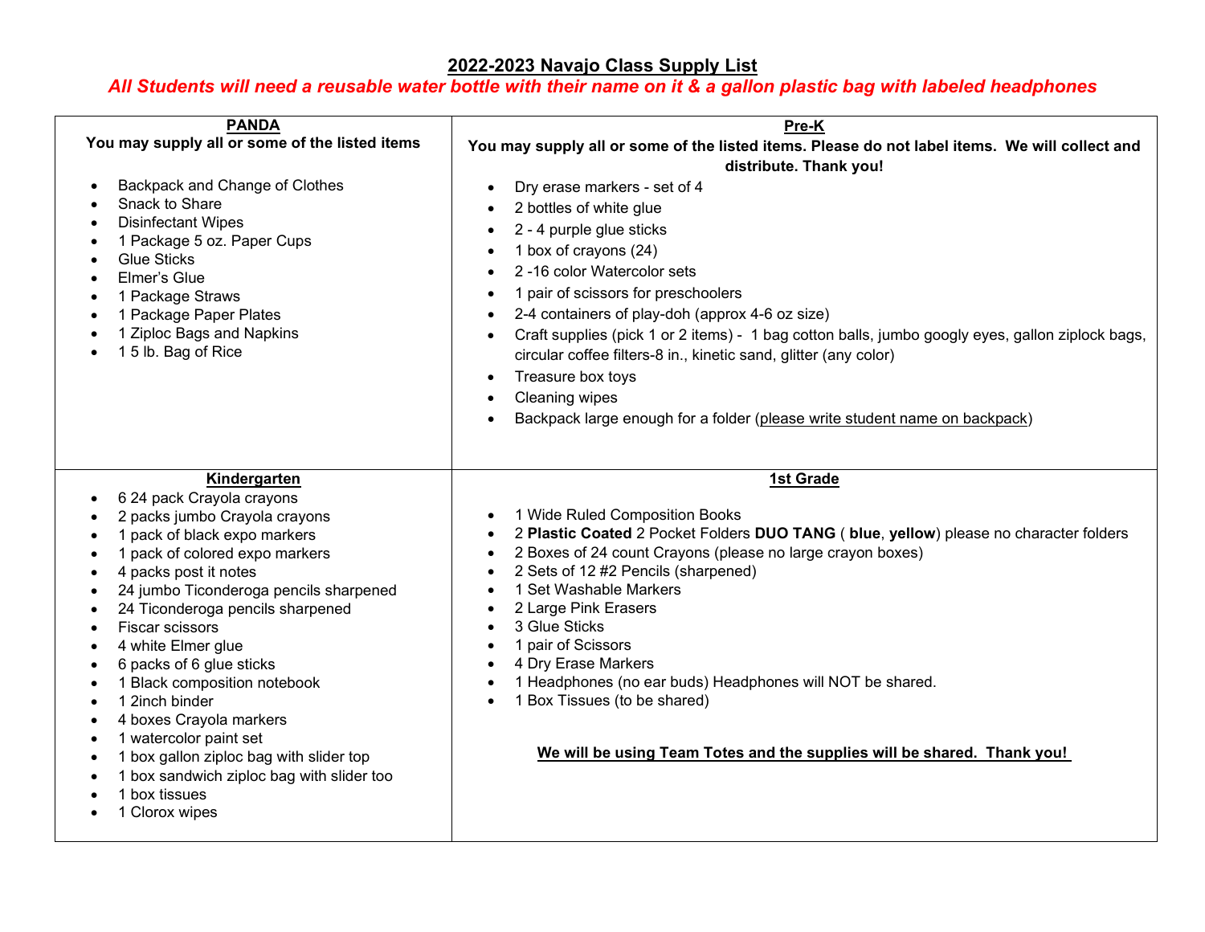# 2022-2023 Navajo Class Supply List

***All Students will need a reusable water bottle with their name on it & a gallon plastic bag with labeled headphones***

## PANDA

**You may supply all or some of the listed items**

- Backpack and Change of Clothes
- Snack to Share
- Disinfectant Wipes
- 1 Package 5 oz. Paper Cups
- Glue Sticks
- Elmer's Glue
- 1 Package Straws
- 1 Package Paper Plates
- 1 Ziploc Bags and Napkins
- 1 5 lb. Bag of Rice

## Pre-K

**You may supply all or some of the listed items. Please do not label items. We will collect and distribute. Thank you!**

- Dry erase markers - set of 4
- 2 bottles of white glue
- 2 - 4 purple glue sticks
- 1 box of crayons (24)
- 2 -16 color Watercolor sets
- 1 pair of scissors for preschoolers
- 2-4 containers of play-doh (approx 4-6 oz size)
- Craft supplies (pick 1 or 2 items) - 1 bag cotton balls, jumbo googly eyes, gallon ziplock bags, circular coffee filters-8 in., kinetic sand, glitter (any color)
- Treasure box toys
- Cleaning wipes
- Backpack large enough for a folder (please write student name on backpack)

## Kindergarten

- 6 24 pack Crayola crayons
- 2 packs jumbo Crayola crayons
- 1 pack of black expo markers
- 1 pack of colored expo markers
- 4 packs post it notes
- 24 jumbo Ticonderoga pencils sharpened
- 24 Ticonderoga pencils sharpened
- Fiscar scissors
- 4 white Elmer glue
- 6 packs of 6 glue sticks
- 1 Black composition notebook
- 1 2inch binder
- 4 boxes Crayola markers
- 1 watercolor paint set
- 1 box gallon ziploc bag with slider top
- 1 box sandwich ziploc bag with slider too
- 1 box tissues
- 1 Clorox wipes

## 1st Grade

- 1 Wide Ruled Composition Books
- 2 **Plastic Coated** 2 Pocket Folders **DUO TANG** ( **blue**, **yellow**) please no character folders
- 2 Boxes of 24 count Crayons (please no large crayon boxes)
- 2 Sets of 12 #2 Pencils (sharpened)
- 1 Set Washable Markers
- 2 Large Pink Erasers
- 3 Glue Sticks
- 1 pair of Scissors
- 4 Dry Erase Markers
- 1 Headphones (no ear buds) Headphones will NOT be shared.
- 1 Box Tissues (to be shared)

**We will be using Team Totes and the supplies will be shared. Thank you!**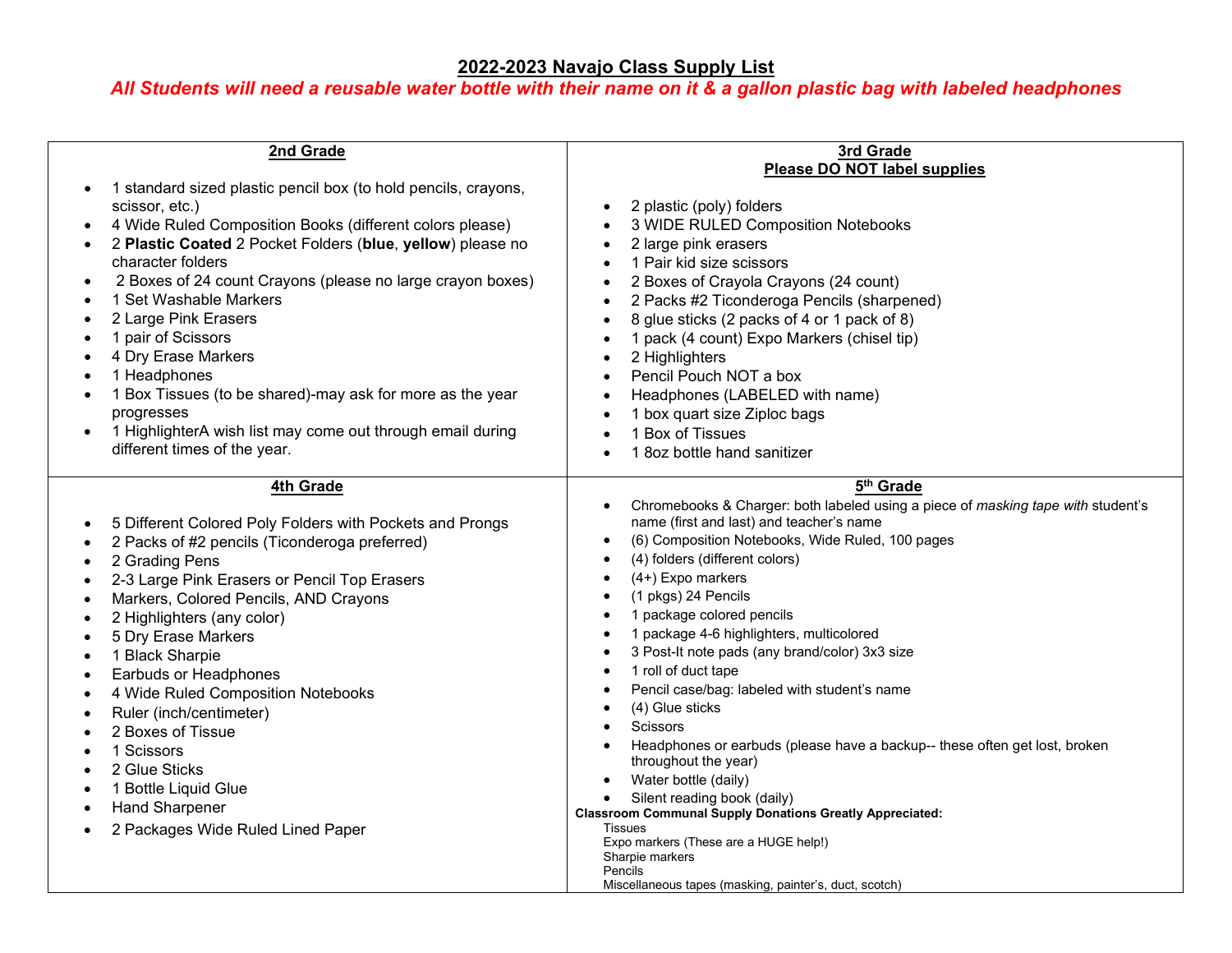# 2022-2023 Navajo Class Supply List

***All Students will need a reusable water bottle with their name on it & a gallon plastic bag with labeled headphones***

## 2nd Grade

- 1 standard sized plastic pencil box (to hold pencils, crayons, scissor, etc.)
- 4 Wide Ruled Composition Books (different colors please)
- 2 **Plastic Coated** 2 Pocket Folders (**blue**, **yellow**) please no character folders
- 2 Boxes of 24 count Crayons (please no large crayon boxes)
- 1 Set Washable Markers
- 2 Large Pink Erasers
- 1 pair of Scissors
- 4 Dry Erase Markers
- 1 Headphones
- 1 Box Tissues (to be shared)-may ask for more as the year progresses
- 1 HighlighterA wish list may come out through email during different times of the year.

## 3rd Grade

**Please DO NOT label supplies**

- 2 plastic (poly) folders
- 3 WIDE RULED Composition Notebooks
- 2 large pink erasers
- 1 Pair kid size scissors
- 2 Boxes of Crayola Crayons (24 count)
- 2 Packs #2 Ticonderoga Pencils (sharpened)
- 8 glue sticks (2 packs of 4 or 1 pack of 8)
- 1 pack (4 count) Expo Markers (chisel tip)
- 2 Highlighters
- Pencil Pouch NOT a box
- Headphones (LABELED with name)
- 1 box quart size Ziploc bags
- 1 Box of Tissues
- 1 8oz bottle hand sanitizer

## 4th Grade

- 5 Different Colored Poly Folders with Pockets and Prongs
- 2 Packs of #2 pencils (Ticonderoga preferred)
- 2 Grading Pens
- 2-3 Large Pink Erasers or Pencil Top Erasers
- Markers, Colored Pencils, AND Crayons
- 2 Highlighters (any color)
- 5 Dry Erase Markers
- 1 Black Sharpie
- Earbuds or Headphones
- 4 Wide Ruled Composition Notebooks
- Ruler (inch/centimeter)
- 2 Boxes of Tissue
- 1 Scissors
- 2 Glue Sticks
- 1 Bottle Liquid Glue
- Hand Sharpener
- 2 Packages Wide Ruled Lined Paper

## 5th Grade

- Chromebooks & Charger: both labeled using a piece of *masking tape with* student's name (first and last) and teacher's name
- (6) Composition Notebooks, Wide Ruled, 100 pages
- (4) folders (different colors)
- (4+) Expo markers
- (1 pkgs) 24 Pencils
- 1 package colored pencils
- 1 package 4-6 highlighters, multicolored
- 3 Post-It note pads (any brand/color) 3x3 size
- 1 roll of duct tape
- Pencil case/bag: labeled with student's name
- (4) Glue sticks
- Scissors
- Headphones or earbuds (please have a backup-- these often get lost, broken throughout the year)
- Water bottle (daily)
- Silent reading book (daily)

**Classroom Communal Supply Donations Greatly Appreciated:**

Tissues
Expo markers (These are a HUGE help!)
Sharpie markers
Pencils
Miscellaneous tapes (masking, painter's, duct, scotch)